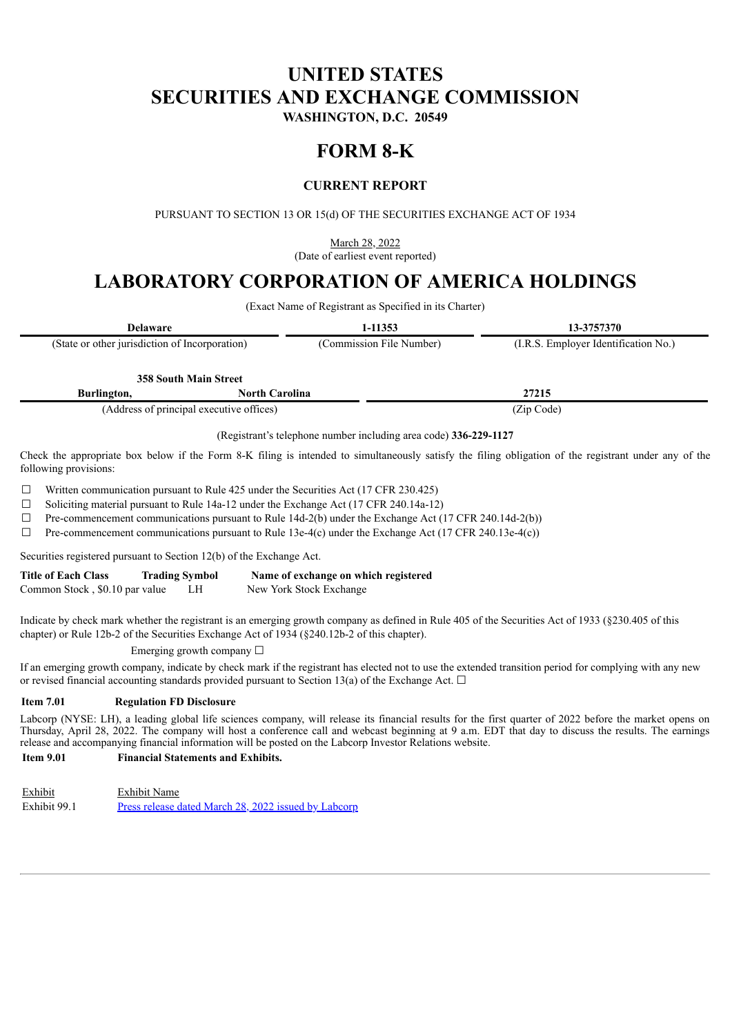# UNITED STATES
# SECURITIES AND EXCHANGE COMMISSION
**WASHINGTON, D.C. 20549**

# FORM 8-K

### CURRENT REPORT

PURSUANT TO SECTION 13 OR 15(d) OF THE SECURITIES EXCHANGE ACT OF 1934

March 28, 2022
(Date of earliest event reported)

# LABORATORY CORPORATION OF AMERICA HOLDINGS

(Exact Name of Registrant as Specified in its Charter)

| Delaware | 1-11353 | 13-3757370 |
|---|---|---|
| (State or other jurisdiction of Incorporation) | (Commission File Number) | (I.R.S. Employer Identification No.) |

| 358 South Main Street Burlington, North Carolina | 27215 |
|---|---|
| (Address of principal executive offices) | (Zip Code) |

(Registrant's telephone number including area code) **336-229-1127**

Check the appropriate box below if the Form 8-K filing is intended to simultaneously satisfy the filing obligation of the registrant under any of the following provisions:

☐ Written communication pursuant to Rule 425 under the Securities Act (17 CFR 230.425)
☐ Soliciting material pursuant to Rule 14a-12 under the Exchange Act (17 CFR 240.14a-12)
☐ Pre-commencement communications pursuant to Rule 14d-2(b) under the Exchange Act (17 CFR 240.14d-2(b))
☐ Pre-commencement communications pursuant to Rule 13e-4(c) under the Exchange Act (17 CFR 240.13e-4(c))

Securities registered pursuant to Section 12(b) of the Exchange Act.

| Title of Each Class | Trading Symbol | Name of exchange on which registered |
|---|---|---|
| Common Stock , $0.10 par value | LH | New York Stock Exchange |

Indicate by check mark whether the registrant is an emerging growth company as defined in Rule 405 of the Securities Act of 1933 (§230.405 of this chapter) or Rule 12b-2 of the Securities Exchange Act of 1934 (§240.12b-2 of this chapter).

Emerging growth company ☐

If an emerging growth company, indicate by check mark if the registrant has elected not to use the extended transition period for complying with any new or revised financial accounting standards provided pursuant to Section 13(a) of the Exchange Act. ☐

**Item 7.01 Regulation FD Disclosure**

Labcorp (NYSE: LH), a leading global life sciences company, will release its financial results for the first quarter of 2022 before the market opens on Thursday, April 28, 2022. The company will host a conference call and webcast beginning at 9 a.m. EDT that day to discuss the results. The earnings release and accompanying financial information will be posted on the Labcorp Investor Relations website.

**Item 9.01 Financial Statements and Exhibits.**

| Exhibit | Exhibit Name |
|---|---|
| Exhibit 99.1 | Press release dated March 28, 2022 issued by Labcorp |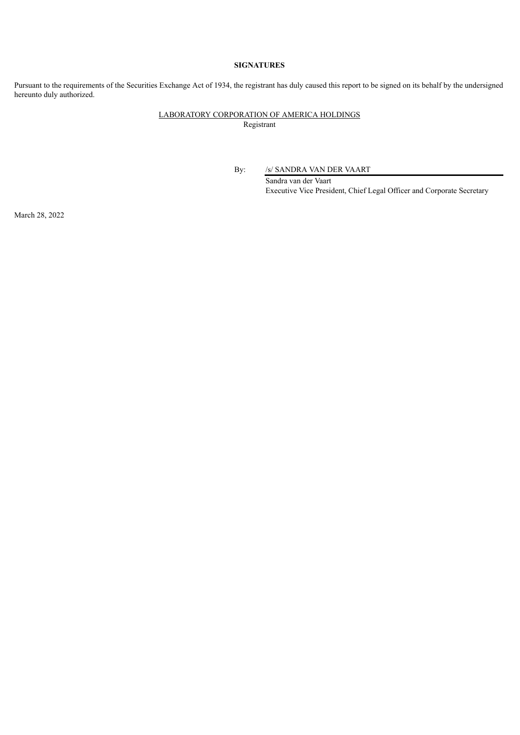**SIGNATURES**

Pursuant to the requirements of the Securities Exchange Act of 1934, the registrant has duly caused this report to be signed on its behalf by the undersigned hereunto duly authorized.

LABORATORY CORPORATION OF AMERICA HOLDINGS
Registrant

By: /s/ SANDRA VAN DER VAART
Sandra van der Vaart
Executive Vice President, Chief Legal Officer and Corporate Secretary

March 28, 2022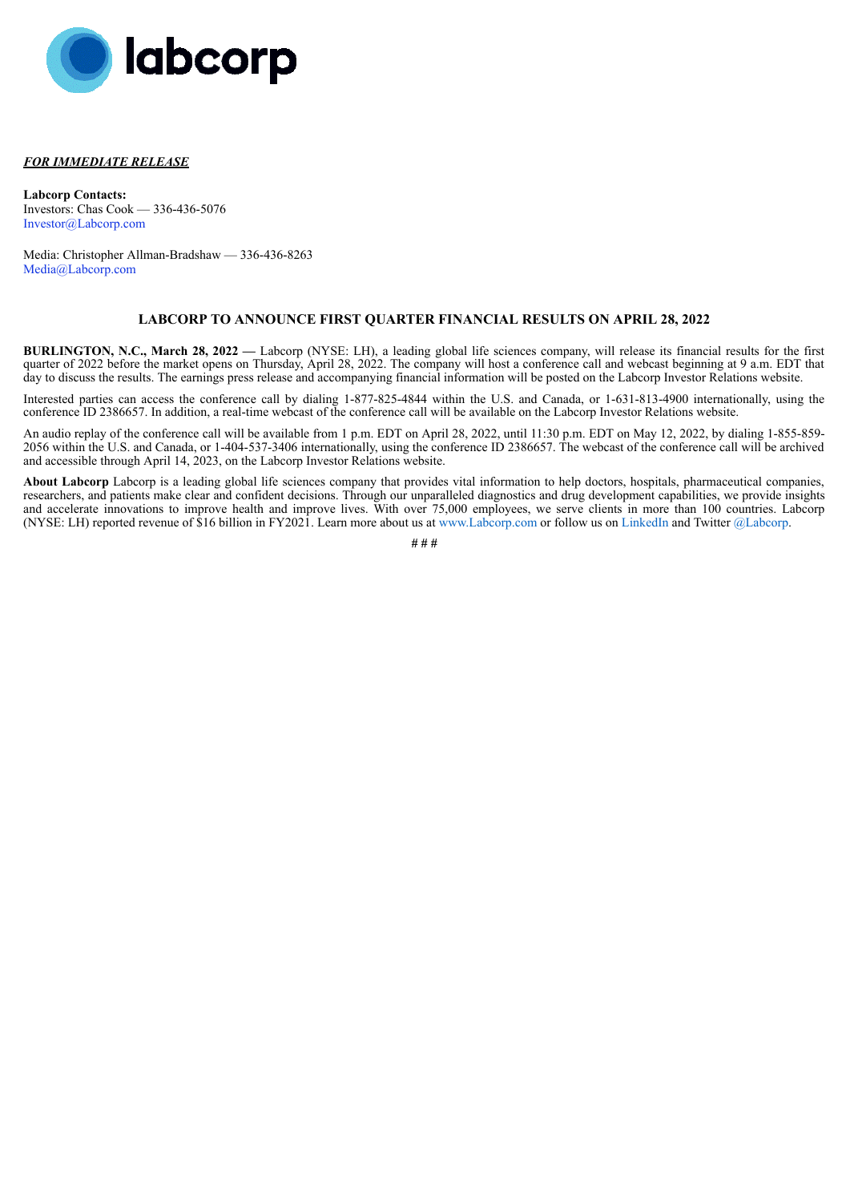***FOR IMMEDIATE RELEASE***

**Labcorp Contacts:**
Investors: Chas Cook — 336-436-5076
Investor@Labcorp.com

Media: Christopher Allman-Bradshaw — 336-436-8263
Media@Labcorp.com

## LABCORP TO ANNOUNCE FIRST QUARTER FINANCIAL RESULTS ON APRIL 28, 2022

**BURLINGTON, N.C., March 28, 2022 —** Labcorp (NYSE: LH), a leading global life sciences company, will release its financial results for the first quarter of 2022 before the market opens on Thursday, April 28, 2022. The company will host a conference call and webcast beginning at 9 a.m. EDT that day to discuss the results. The earnings press release and accompanying financial information will be posted on the Labcorp Investor Relations website.

Interested parties can access the conference call by dialing 1-877-825-4844 within the U.S. and Canada, or 1-631-813-4900 internationally, using the conference ID 2386657. In addition, a real-time webcast of the conference call will be available on the Labcorp Investor Relations website.

An audio replay of the conference call will be available from 1 p.m. EDT on April 28, 2022, until 11:30 p.m. EDT on May 12, 2022, by dialing 1-855-859-2056 within the U.S. and Canada, or 1-404-537-3406 internationally, using the conference ID 2386657. The webcast of the conference call will be archived and accessible through April 14, 2023, on the Labcorp Investor Relations website.

**About Labcorp** Labcorp is a leading global life sciences company that provides vital information to help doctors, hospitals, pharmaceutical companies, researchers, and patients make clear and confident decisions. Through our unparalleled diagnostics and drug development capabilities, we provide insights and accelerate innovations to improve health and improve lives. With over 75,000 employees, we serve clients in more than 100 countries. Labcorp (NYSE: LH) reported revenue of $16 billion in FY2021. Learn more about us at www.Labcorp.com or follow us on LinkedIn and Twitter @Labcorp.

# # #